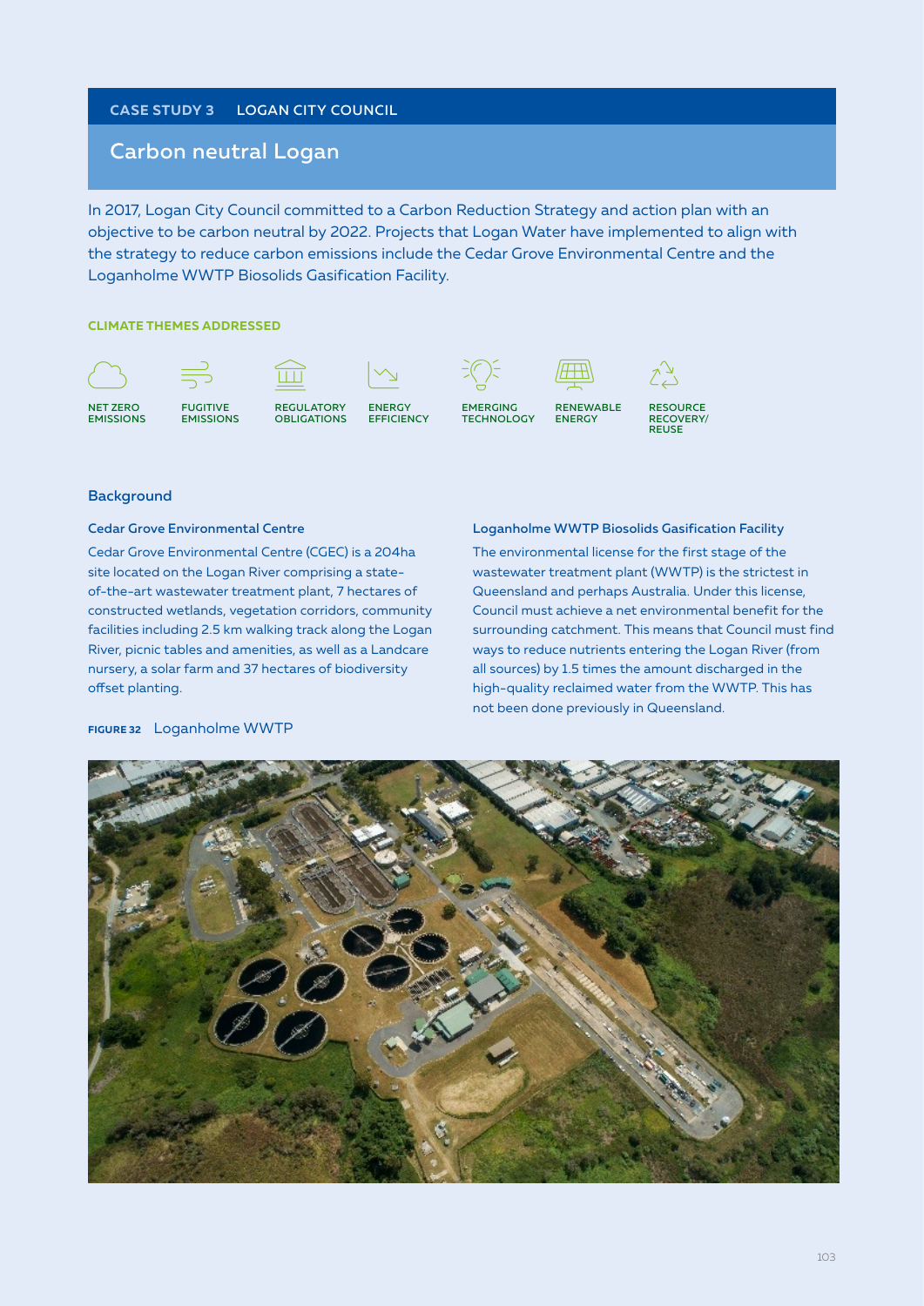CASE STUDY 3 LOGAN CITY COUNCIL

# Carbon neutral Logan

In 2017, Logan City Council committed to a Carbon Reduction Strategy and action plan with an objective to be carbon neutral by 2022. Projects that Logan Water have implemented to align with the strategy to reduce carbon emissions include the Cedar Grove Environmental Centre and the Loganholme WWTP Biosolids Gasification Facility.

**CLIMATE THEMES ADDRESSED**

NET ZERO EMISSIONS | FUGITIVE EMISSIONS | REGULATORY OBLIGATIONS | ENERGY EFFICIENCY | EMERGING TECHNOLOGY | RENEWABLE ENERGY | RESOURCE RECOVERY/ REUSE

## Background

### Cedar Grove Environmental Centre

Cedar Grove Environmental Centre (CGEC) is a 204ha site located on the Logan River comprising a state-of-the-art wastewater treatment plant, 7 hectares of constructed wetlands, vegetation corridors, community facilities including 2.5 km walking track along the Logan River, picnic tables and amenities, as well as a Landcare nursery, a solar farm and 37 hectares of biodiversity offset planting.

### Loganholme WWTP Biosolids Gasification Facility

The environmental license for the first stage of the wastewater treatment plant (WWTP) is the strictest in Queensland and perhaps Australia. Under this license, Council must achieve a net environmental benefit for the surrounding catchment. This means that Council must find ways to reduce nutrients entering the Logan River (from all sources) by 1.5 times the amount discharged in the high-quality reclaimed water from the WWTP. This has not been done previously in Queensland.

**FIGURE 32** Loganholme WWTP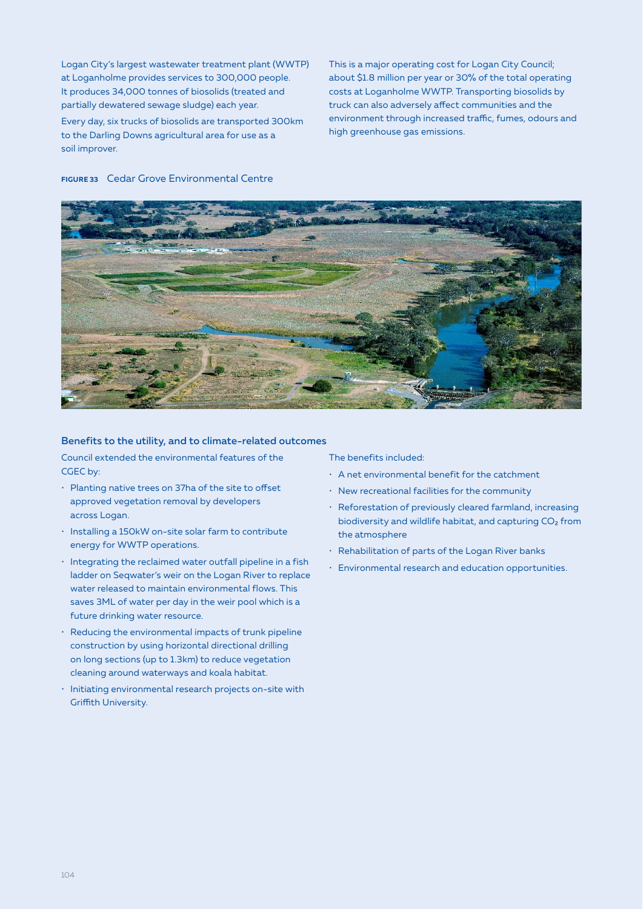Logan City's largest wastewater treatment plant (WWTP) at Loganholme provides services to 300,000 people. It produces 34,000 tonnes of biosolids (treated and partially dewatered sewage sludge) each year.

Every day, six trucks of biosolids are transported 300km to the Darling Downs agricultural area for use as a soil improver.

This is a major operating cost for Logan City Council; about $1.8 million per year or 30% of the total operating costs at Loganholme WWTP. Transporting biosolids by truck can also adversely affect communities and the environment through increased traffic, fumes, odours and high greenhouse gas emissions.

**FIGURE 33** Cedar Grove Environmental Centre

### Benefits to the utility, and to climate-related outcomes

Council extended the environmental features of the CGEC by:

- Planting native trees on 37ha of the site to offset approved vegetation removal by developers across Logan.
- Installing a 150kW on-site solar farm to contribute energy for WWTP operations.
- Integrating the reclaimed water outfall pipeline in a fish ladder on Seqwater's weir on the Logan River to replace water released to maintain environmental flows. This saves 3ML of water per day in the weir pool which is a future drinking water resource.
- Reducing the environmental impacts of trunk pipeline construction by using horizontal directional drilling on long sections (up to 1.3km) to reduce vegetation cleaning around waterways and koala habitat.
- Initiating environmental research projects on-site with Griffith University.

The benefits included:

- A net environmental benefit for the catchment
- New recreational facilities for the community
- Reforestation of previously cleared farmland, increasing biodiversity and wildlife habitat, and capturing $CO_2$ from the atmosphere
- Rehabilitation of parts of the Logan River banks
- Environmental research and education opportunities.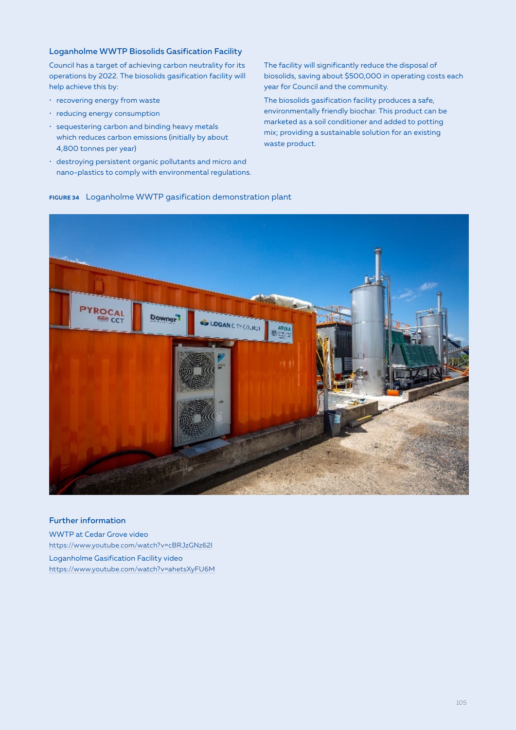### Loganholme WWTP Biosolids Gasification Facility

Council has a target of achieving carbon neutrality for its operations by 2022. The biosolids gasification facility will help achieve this by:

- recovering energy from waste
- reducing energy consumption
- sequestering carbon and binding heavy metals which reduces carbon emissions (initially by about 4,800 tonnes per year)
- destroying persistent organic pollutants and micro and nano-plastics to comply with environmental regulations.

The facility will significantly reduce the disposal of biosolids, saving about $500,000 in operating costs each year for Council and the community.

The biosolids gasification facility produces a safe, environmentally friendly biochar. This product can be marketed as a soil conditioner and added to potting mix; providing a sustainable solution for an existing waste product.

**FIGURE 34** Loganholme WWTP gasification demonstration plant

### Further information

WWTP at Cedar Grove video
https://www.youtube.com/watch?v=cBRJzGNz62I

Loganholme Gasification Facility video
https://www.youtube.com/watch?v=ahetsXyFU6M